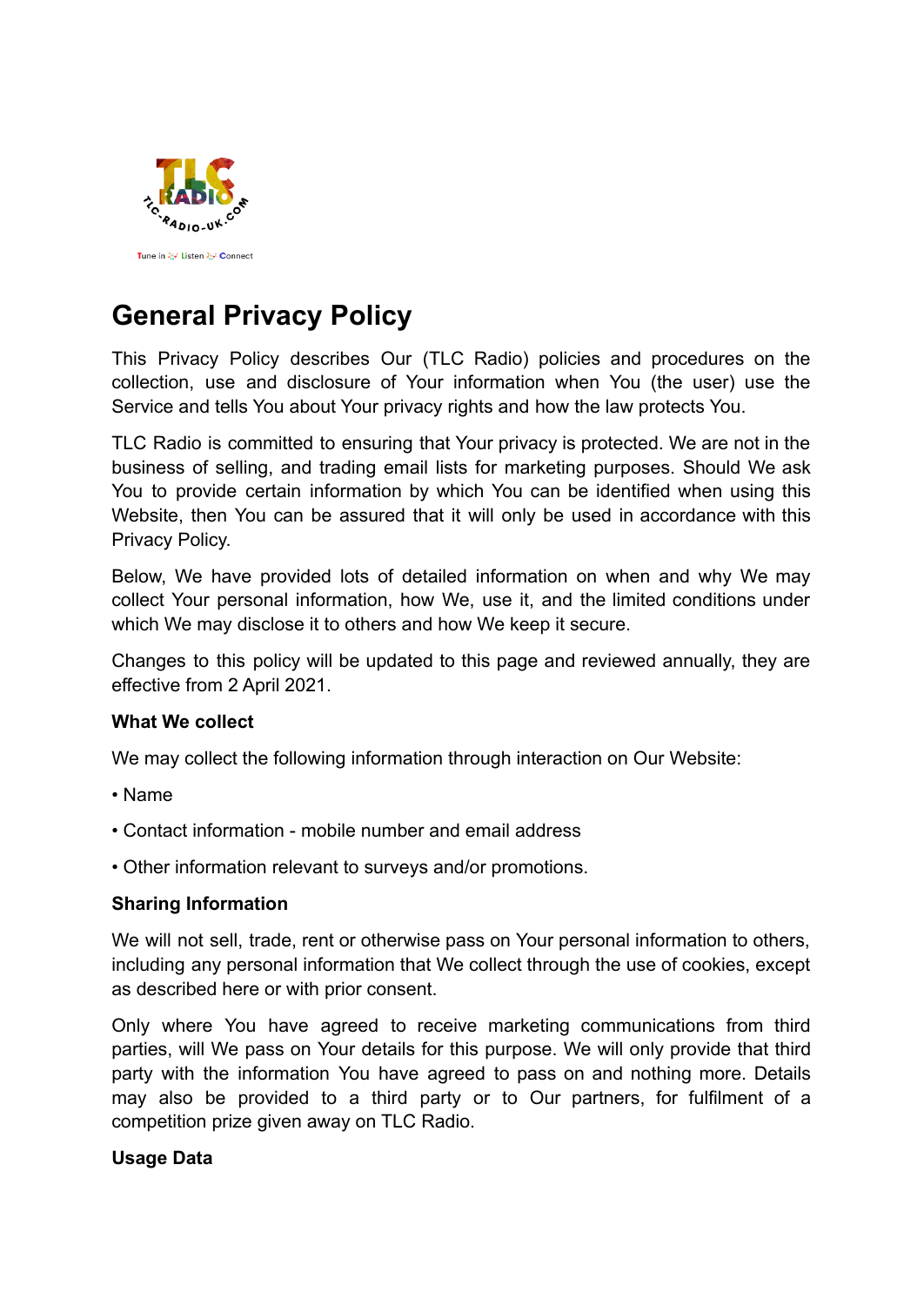# General Privacy Policy

This Privacy Policy describes Our (TLC Radio) policies and procedures on the collection, use and disclosure of Your information when You (the user) use the Service and tells You about Your privacy rights and how the law protects You.

TLC Radio is committed to ensuring that Your privacy is protected. We are not in the business of selling, and trading email lists for marketing purposes. Should We ask You to provide certain information by which You can be identified when using this Website, then You can be assured that it will only be used in accordance with this Privacy Policy.

Below, We have provided lots of detailed information on when and why We may collect Your personal information, how We, use it, and the limited conditions under which We may disclose it to others and how We keep it secure.

Changes to this policy will be updated to this page and reviewed annually, they are effective from 2 April 2021.

**What We collect**

We may collect the following information through interaction on Our Website:

• Name

• Contact information - mobile number and email address

• Other information relevant to surveys and/or promotions.

**Sharing Information**

We will not sell, trade, rent or otherwise pass on Your personal information to others, including any personal information that We collect through the use of cookies, except as described here or with prior consent.

Only where You have agreed to receive marketing communications from third parties, will We pass on Your details for this purpose. We will only provide that third party with the information You have agreed to pass on and nothing more. Details may also be provided to a third party or to Our partners, for fulfilment of a competition prize given away on TLC Radio.

**Usage Data**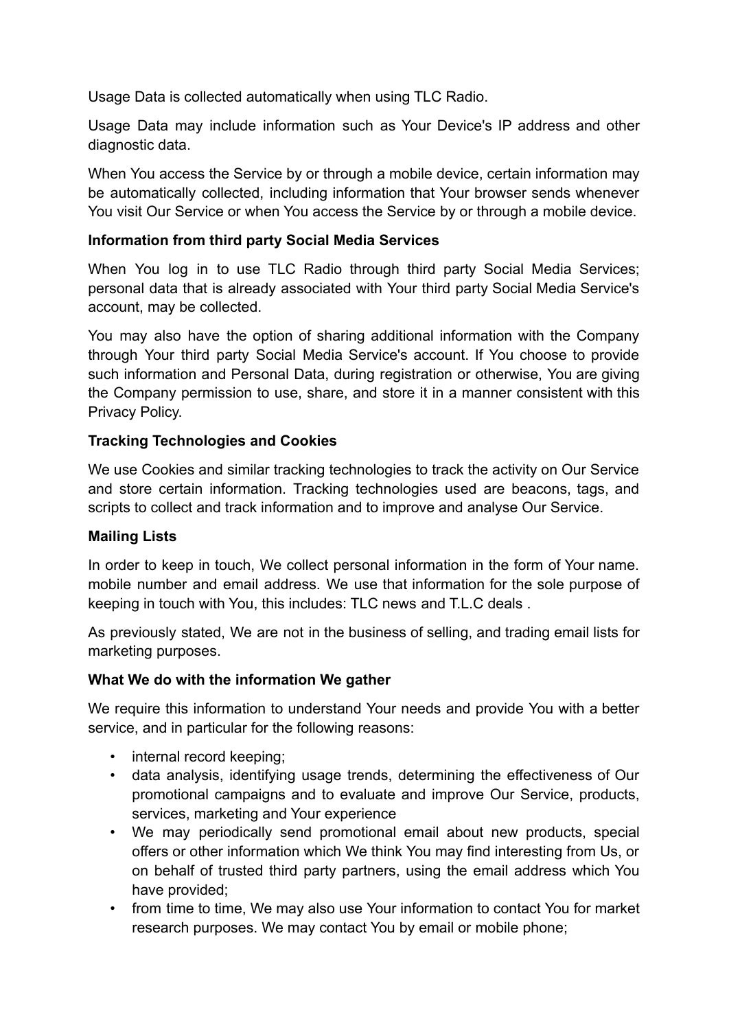Usage Data is collected automatically when using TLC Radio.

Usage Data may include information such as Your Device's IP address and other diagnostic data.

When You access the Service by or through a mobile device, certain information may be automatically collected, including information that Your browser sends whenever You visit Our Service or when You access the Service by or through a mobile device.

**Information from third party Social Media Services**

When You log in to use TLC Radio through third party Social Media Services; personal data that is already associated with Your third party Social Media Service's account, may be collected.

You may also have the option of sharing additional information with the Company through Your third party Social Media Service's account. If You choose to provide such information and Personal Data, during registration or otherwise, You are giving the Company permission to use, share, and store it in a manner consistent with this Privacy Policy.

**Tracking Technologies and Cookies**

We use Cookies and similar tracking technologies to track the activity on Our Service and store certain information. Tracking technologies used are beacons, tags, and scripts to collect and track information and to improve and analyse Our Service.

**Mailing Lists**

In order to keep in touch, We collect personal information in the form of Your name. mobile number and email address. We use that information for the sole purpose of keeping in touch with You, this includes: TLC news and T.L.C deals .

As previously stated, We are not in the business of selling, and trading email lists for marketing purposes.

**What We do with the information We gather**

We require this information to understand Your needs and provide You with a better service, and in particular for the following reasons:

- internal record keeping;
- data analysis, identifying usage trends, determining the effectiveness of Our promotional campaigns and to evaluate and improve Our Service, products, services, marketing and Your experience
- We may periodically send promotional email about new products, special offers or other information which We think You may find interesting from Us, or on behalf of trusted third party partners, using the email address which You have provided;
- from time to time, We may also use Your information to contact You for market research purposes. We may contact You by email or mobile phone;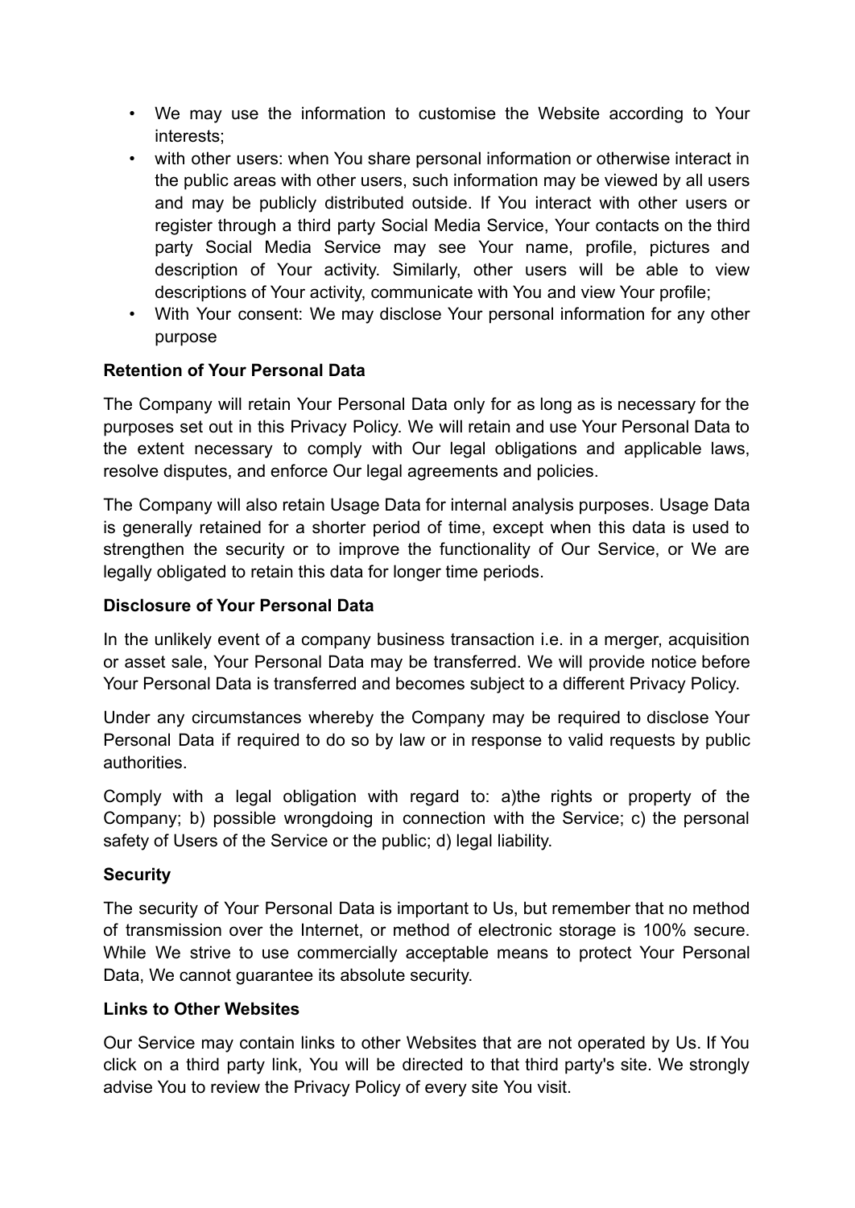- We may use the information to customise the Website according to Your interests;
- with other users: when You share personal information or otherwise interact in the public areas with other users, such information may be viewed by all users and may be publicly distributed outside. If You interact with other users or register through a third party Social Media Service, Your contacts on the third party Social Media Service may see Your name, profile, pictures and description of Your activity. Similarly, other users will be able to view descriptions of Your activity, communicate with You and view Your profile;
- With Your consent: We may disclose Your personal information for any other purpose

**Retention of Your Personal Data**

The Company will retain Your Personal Data only for as long as is necessary for the purposes set out in this Privacy Policy. We will retain and use Your Personal Data to the extent necessary to comply with Our legal obligations and applicable laws, resolve disputes, and enforce Our legal agreements and policies.

The Company will also retain Usage Data for internal analysis purposes. Usage Data is generally retained for a shorter period of time, except when this data is used to strengthen the security or to improve the functionality of Our Service, or We are legally obligated to retain this data for longer time periods.

**Disclosure of Your Personal Data**

In the unlikely event of a company business transaction i.e. in a merger, acquisition or asset sale, Your Personal Data may be transferred. We will provide notice before Your Personal Data is transferred and becomes subject to a different Privacy Policy.

Under any circumstances whereby the Company may be required to disclose Your Personal Data if required to do so by law or in response to valid requests by public authorities.

Comply with a legal obligation with regard to: a)the rights or property of the Company; b) possible wrongdoing in connection with the Service; c) the personal safety of Users of the Service or the public; d) legal liability.

**Security**

The security of Your Personal Data is important to Us, but remember that no method of transmission over the Internet, or method of electronic storage is 100% secure. While We strive to use commercially acceptable means to protect Your Personal Data, We cannot guarantee its absolute security.

**Links to Other Websites**

Our Service may contain links to other Websites that are not operated by Us. If You click on a third party link, You will be directed to that third party's site. We strongly advise You to review the Privacy Policy of every site You visit.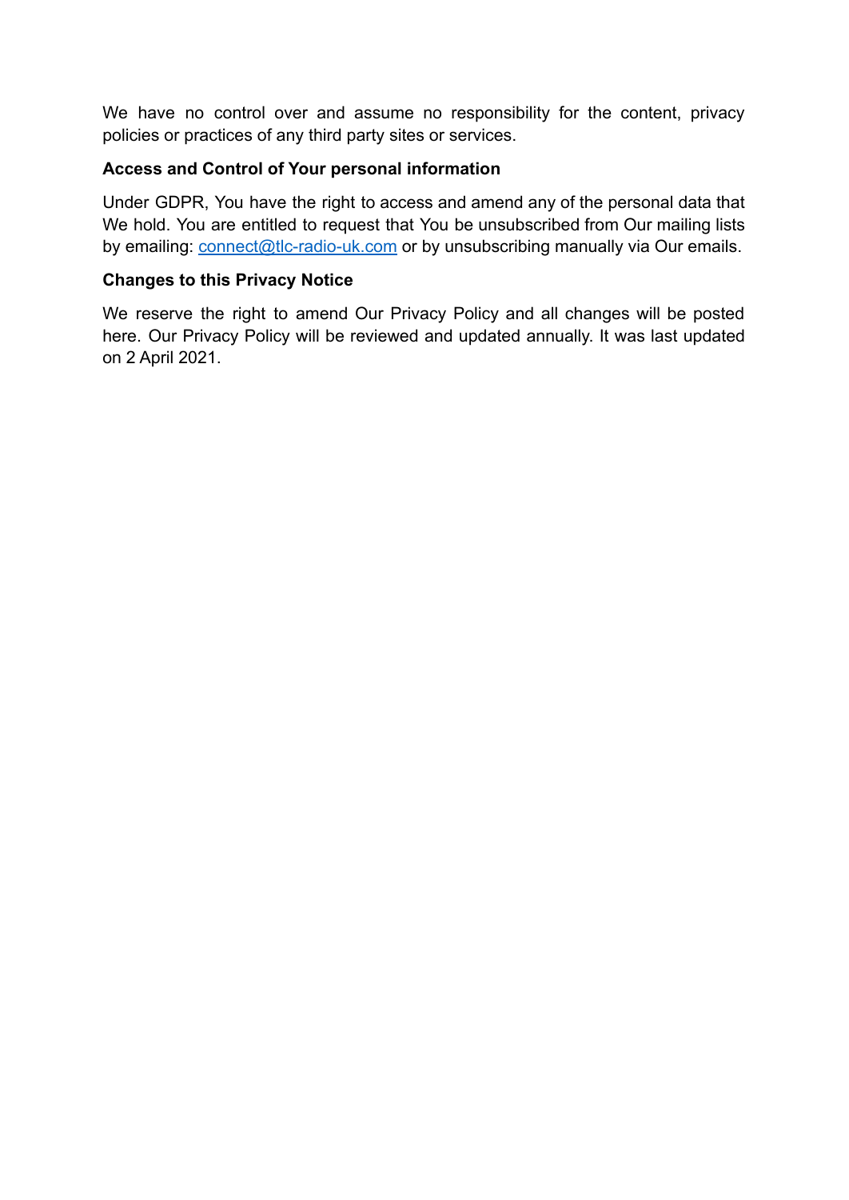We have no control over and assume no responsibility for the content, privacy policies or practices of any third party sites or services.

**Access and Control of Your personal information**

Under GDPR, You have the right to access and amend any of the personal data that We hold. You are entitled to request that You be unsubscribed from Our mailing lists by emailing: connect@tlc-radio-uk.com or by unsubscribing manually via Our emails.

**Changes to this Privacy Notice**

We reserve the right to amend Our Privacy Policy and all changes will be posted here. Our Privacy Policy will be reviewed and updated annually. It was last updated on 2 April 2021.